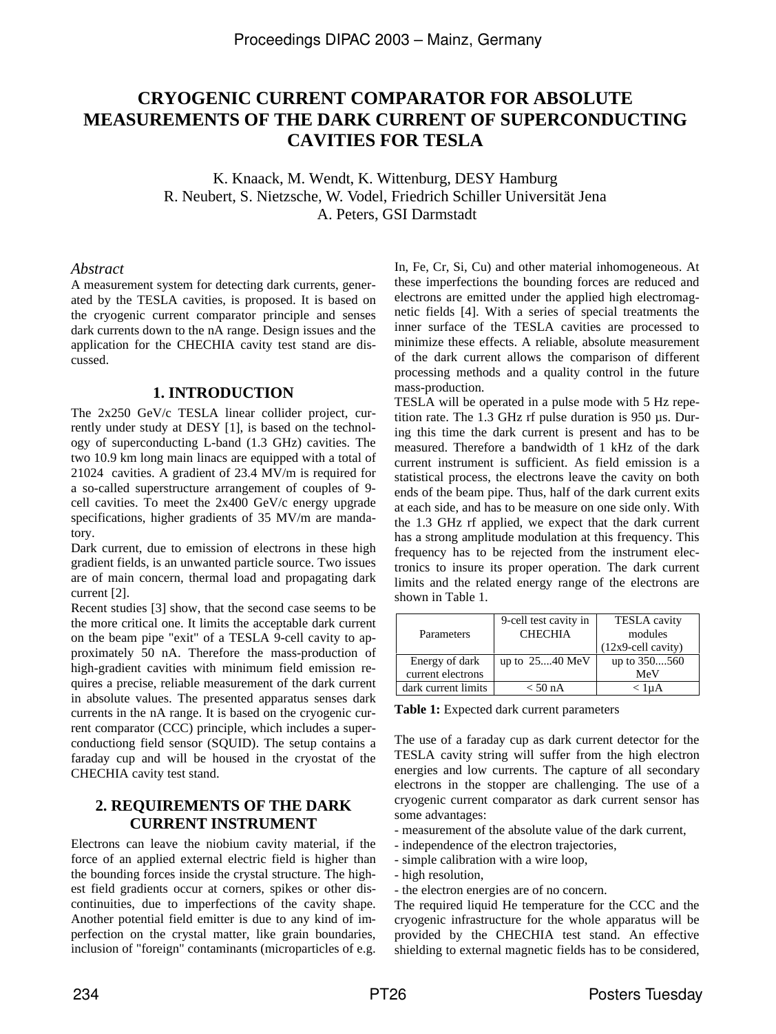# CRYOGENIC CURRENT COMPARATOR FOR ABSOLUTE MEASUREMENTS OF THE DARK CURRENT OF SUPERCONDUCTING CAVITIES FOR TESLA

K. Knaack, M. Wendt, K. Wittenburg, DESY Hamburg
R. Neubert, S. Nietzsche, W. Vodel, Friedrich Schiller Universität Jena
A. Peters, GSI Darmstadt

*Abstract*

A measurement system for detecting dark currents, generated by the TESLA cavities, is proposed. It is based on the cryogenic current comparator principle and senses dark currents down to the nA range. Design issues and the application for the CHECHIA cavity test stand are discussed.

## 1. INTRODUCTION

The 2x250 GeV/c TESLA linear collider project, currently under study at DESY [1], is based on the technology of superconducting L-band (1.3 GHz) cavities. The two 10.9 km long main linacs are equipped with a total of 21024 cavities. A gradient of 23.4 MV/m is required for a so-called superstructure arrangement of couples of 9-cell cavities. To meet the 2x400 GeV/c energy upgrade specifications, higher gradients of 35 MV/m are mandatory.

Dark current, due to emission of electrons in these high gradient fields, is an unwanted particle source. Two issues are of main concern, thermal load and propagating dark current [2].

Recent studies [3] show, that the second case seems to be the more critical one. It limits the acceptable dark current on the beam pipe "exit" of a TESLA 9-cell cavity to approximately 50 nA. Therefore the mass-production of high-gradient cavities with minimum field emission requires a precise, reliable measurement of the dark current in absolute values. The presented apparatus senses dark currents in the nA range. It is based on the cryogenic current comparator (CCC) principle, which includes a superconductiong field sensor (SQUID). The setup contains a faraday cup and will be housed in the cryostat of the CHECHIA cavity test stand.

## 2. REQUIREMENTS OF THE DARK CURRENT INSTRUMENT

Electrons can leave the niobium cavity material, if the force of an applied external electric field is higher than the bounding forces inside the crystal structure. The highest field gradients occur at corners, spikes or other discontinuities, due to imperfections of the cavity shape. Another potential field emitter is due to any kind of imperfection on the crystal matter, like grain boundaries, inclusion of "foreign" contaminants (microparticles of e.g. In, Fe, Cr, Si, Cu) and other material inhomogeneous. At these imperfections the bounding forces are reduced and electrons are emitted under the applied high electromagnetic fields [4]. With a series of special treatments the inner surface of the TESLA cavities are processed to minimize these effects. A reliable, absolute measurement of the dark current allows the comparison of different processing methods and a quality control in the future mass-production.

TESLA will be operated in a pulse mode with 5 Hz repetition rate. The 1.3 GHz rf pulse duration is 950 µs. During this time the dark current is present and has to be measured. Therefore a bandwidth of 1 kHz of the dark current instrument is sufficient. As field emission is a statistical process, the electrons leave the cavity on both ends of the beam pipe. Thus, half of the dark current exits at each side, and has to be measure on one side only. With the 1.3 GHz rf applied, we expect that the dark current has a strong amplitude modulation at this frequency. This frequency has to be rejected from the instrument electronics to insure its proper operation. The dark current limits and the related energy range of the electrons are shown in Table 1.

| Parameters | 9-cell test cavity in CHECHIA | TESLA cavity modules (12x9-cell cavity) |
|---|---|---|
| Energy of dark current electrons | up to 25....40 MeV | up to 350....560 MeV |
| dark current limits | < 50 nA | < 1µA |

**Table 1:** Expected dark current parameters

The use of a faraday cup as dark current detector for the TESLA cavity string will suffer from the high electron energies and low currents. The capture of all secondary electrons in the stopper are challenging. The use of a cryogenic current comparator as dark current sensor has some advantages:

- measurement of the absolute value of the dark current,
- independence of the electron trajectories,
- simple calibration with a wire loop,
- high resolution,
- the electron energies are of no concern.

The required liquid He temperature for the CCC and the cryogenic infrastructure for the whole apparatus will be provided by the CHECHIA test stand. An effective shielding to external magnetic fields has to be considered,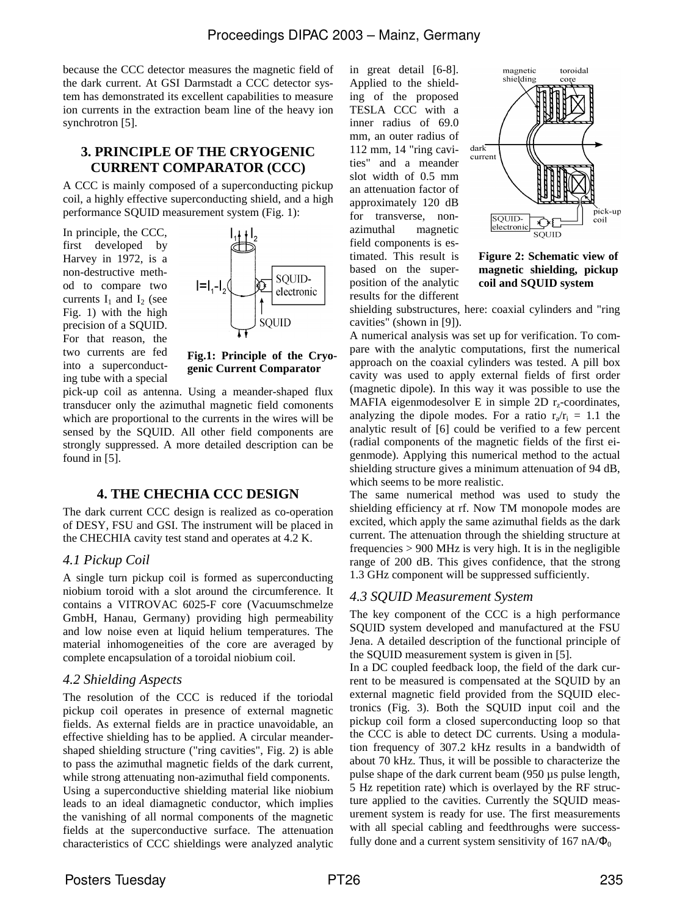because the CCC detector measures the magnetic field of the dark current. At GSI Darmstadt a CCC detector system has demonstrated its excellent capabilities to measure ion currents in the extraction beam line of the heavy ion synchrotron [5].

## 3. PRINCIPLE OF THE CRYOGENIC CURRENT COMPARATOR (CCC)

A CCC is mainly composed of a superconducting pickup coil, a highly effective superconducting shield, and a high performance SQUID measurement system (Fig. 1):

In principle, the CCC, first developed by Harvey in 1972, is a non-destructive method to compare two currents $I_1$ and $I_2$ (see Fig. 1) with the high precision of a SQUID. For that reason, the two currents are fed into a superconducting tube with a special pick-up coil as antenna. Using a meander-shaped flux transducer only the azimuthal magnetic field comonents which are proportional to the currents in the wires will be sensed by the SQUID. All other field components are strongly suppressed. A more detailed description can be found in [5].

$I_1$ $I_2$

$I=I_1-I_2$

SQUID-electronic

SQUID

**Fig.1: Principle of the Cryogenic Current Comparator**

## 4. THE CHECHIA CCC DESIGN

The dark current CCC design is realized as co-operation of DESY, FSU and GSI. The instrument will be placed in the CHECHIA cavity test stand and operates at 4.2 K.

### *4.1 Pickup Coil*

A single turn pickup coil is formed as superconducting niobium toroid with a slot around the circumference. It contains a VITROVAC 6025-F core (Vacuumschmelze GmbH, Hanau, Germany) providing high permeability and low noise even at liquid helium temperatures. The material inhomogeneities of the core are averaged by complete encapsulation of a toroidal niobium coil.

### *4.2 Shielding Aspects*

The resolution of the CCC is reduced if the toriodal pickup coil operates in presence of external magnetic fields. As external fields are in practice unavoidable, an effective shielding has to be applied. A circular meander-shaped shielding structure ("ring cavities", Fig. 2) is able to pass the azimuthal magnetic fields of the dark current, while strong attenuating non-azimuthal field components.

Using a superconductive shielding material like niobium leads to an ideal diamagnetic conductor, which implies the vanishing of all normal components of the magnetic fields at the superconductive surface. The attenuation characteristics of CCC shieldings were analyzed analytic in great detail [6-8]. Applied to the shielding of the proposed TESLA CCC with a inner radius of 69.0 mm, an outer radius of 112 mm, 14 "ring cavities" and a meander slot width of 0.5 mm an attenuation factor of approximately 120 dB for transverse, non-azimuthal magnetic field components is estimated. This result is based on the superposition of the analytic results for the different shielding substructures, here: coaxial cylinders and "ring cavities" (shown in [9]).

magnetic shielding

toroidal core

dark current

pick-up coil

SQUID-electronic

SQUID

**Figure 2: Schematic view of magnetic shielding, pickup coil and SQUID system**

A numerical analysis was set up for verification. To compare with the analytic computations, first the numerical approach on the coaxial cylinders was tested. A pill box cavity was used to apply external fields of first order (magnetic dipole). In this way it was possible to use the MAFIA eigenmodesolver E in simple 2D $r_z$-coordinates, analyzing the dipole modes. For a ratio $r_a/r_i$ = 1.1 the analytic result of [6] could be verified to a few percent (radial components of the magnetic fields of the first eigenmode). Applying this numerical method to the actual shielding structure gives a minimum attenuation of 94 dB, which seems to be more realistic.

The same numerical method was used to study the shielding efficiency at rf. Now TM monopole modes are excited, which apply the same azimuthal fields as the dark current. The attenuation through the shielding structure at frequencies > 900 MHz is very high. It is in the negligible range of 200 dB. This gives confidence, that the strong 1.3 GHz component will be suppressed sufficiently.

### *4.3 SQUID Measurement System*

The key component of the CCC is a high performance SQUID system developed and manufactured at the FSU Jena. A detailed description of the functional principle of the SQUID measurement system is given in [5].

In a DC coupled feedback loop, the field of the dark current to be measured is compensated at the SQUID by an external magnetic field provided from the SQUID electronics (Fig. 3). Both the SQUID input coil and the pickup coil form a closed superconducting loop so that the CCC is able to detect DC currents. Using a modulation frequency of 307.2 kHz results in a bandwidth of about 70 kHz. Thus, it will be possible to characterize the pulse shape of the dark current beam (950 µs pulse length, 5 Hz repetition rate) which is overlayed by the RF structure applied to the cavities. Currently the SQUID measurement system is ready for use. The first measurements with all special cabling and feedthroughs were successfully done and a current system sensitivity of 167 nA/$\Phi_0$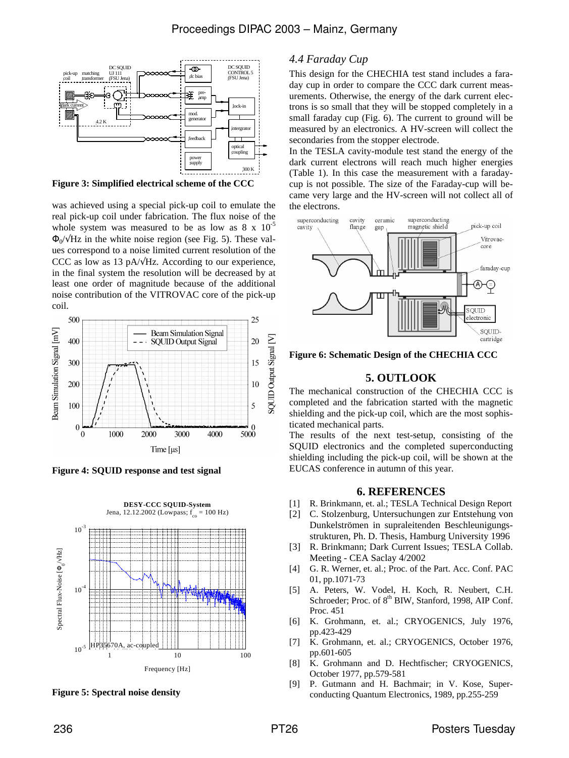DC SQUID UJ 111 (FSU Jena)

pick-up coil

matching transformer

DC SQUID CONTROL 5 (FSU Jena)

dc bias

pre-amp

lock-in

dark current

mod. generator

4.2 K

intergrator

feedback

optical coupling

power supply

300 K

**Figure 3: Simplified electrical scheme of the CCC**

was achieved using a special pick-up coil to emulate the real pick-up coil under fabrication. The flux noise of the whole system was measured to be as low as 8 x $10^{-5}$ $\Phi_0/\sqrt{\text{Hz}}$ in the white noise region (see Fig. 5). These values correspond to a noise limited current resolution of the CCC as low as 13 pA/√Hz. According to our experience, in the final system the resolution will be decreased by at least one order of magnitude because of the additional noise contribution of the VITROVAC core of the pick-up coil.

Beam Simulation Signal [mV]

SQUID Output Signal [V]

Beam Simulation Signal

SQUID Output Signal

Time [µs]

0 1000 2000 3000 4000 5000

0 100 200 300 400 500

0 5 10 15 20 25

**Figure 4: SQUID response and test signal**

DESY-CCC SQUID-System

Jena, 12.12.2002 (Lowpass; $f_{co}$ = 100 Hz)

Spectral Flux-Noise [$\Phi_0/\sqrt{\text{Hz}}$]

$10^{-3}$ $10^{-4}$ $10^{-5}$

HP35670A, ac-coupled

1 10 100

Frequency [Hz]

**Figure 5: Spectral noise density**

### *4.4 Faraday Cup*

This design for the CHECHIA test stand includes a faraday cup in order to compare the CCC dark current measurements. Otherwise, the energy of the dark current electrons is so small that they will be stopped completely in a small faraday cup (Fig. 6). The current to ground will be measured by an electronics. A HV-screen will collect the secondaries from the stopper electrode.

In the TESLA cavity-module test stand the energy of the dark current electrons will reach much higher energies (Table 1). In this case the measurement with a faraday-cup is not possible. The size of the Faraday-cup will became very large and the HV-screen will not collect all of the electrons.

superconducting cavity

cavity flange

ceramic gap

superconducting magnetic shield

pick-up coil

Vitrovac-core

faraday-cup

SQUID electronic

SQUID-cartridge

**Figure 6: Schematic Design of the CHECHIA CCC**

## 5. OUTLOOK

The mechanical construction of the CHECHIA CCC is completed and the fabrication started with the magnetic shielding and the pick-up coil, which are the most sophisticated mechanical parts.

The results of the next test-setup, consisting of the SQUID electronics and the completed superconducting shielding including the pick-up coil, will be shown at the EUCAS conference in autumn of this year.

## 6. REFERENCES

[1] R. Brinkmann, et. al.; TESLA Technical Design Report

[2] C. Stolzenburg, Untersuchungen zur Entstehung von Dunkelströmen in supraleitenden Beschleunigungsstrukturen, Ph. D. Thesis, Hamburg University 1996

[3] R. Brinkmann; Dark Current Issues; TESLA Collab. Meeting - CEA Saclay 4/2002

[4] G. R. Werner, et. al.; Proc. of the Part. Acc. Conf. PAC 01, pp.1071-73

[5] A. Peters, W. Vodel, H. Koch, R. Neubert, C.H. Schroeder; Proc. of 8th BIW, Stanford, 1998, AIP Conf. Proc. 451

[6] K. Grohmann, et. al.; CRYOGENICS, July 1976, pp.423-429

[7] K. Grohmann, et. al.; CRYOGENICS, October 1976, pp.601-605

[8] K. Grohmann and D. Hechtfischer; CRYOGENICS, October 1977, pp.579-581

[9] P. Gutmann and H. Bachmair; in V. Kose, Superconducting Quantum Electronics, 1989, pp.255-259